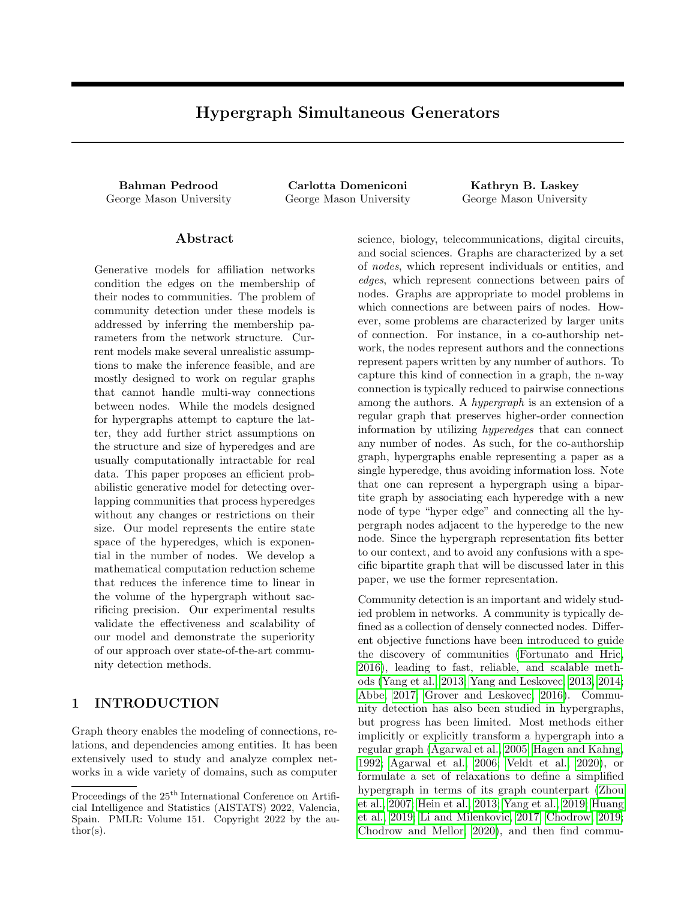# Hypergraph Simultaneous Generators

**Bahman Pedrood**
George Mason University

**Carlotta Domeniconi**
George Mason University

**Kathryn B. Laskey**
George Mason University

## Abstract

Generative models for affiliation networks condition the edges on the membership of their nodes to communities. The problem of community detection under these models is addressed by inferring the membership parameters from the network structure. Current models make several unrealistic assumptions to make the inference feasible, and are mostly designed to work on regular graphs that cannot handle multi-way connections between nodes. While the models designed for hypergraphs attempt to capture the latter, they add further strict assumptions on the structure and size of hyperedges and are usually computationally intractable for real data. This paper proposes an efficient probabilistic generative model for detecting overlapping communities that process hyperedges without any changes or restrictions on their size. Our model represents the entire state space of the hyperedges, which is exponential in the number of nodes. We develop a mathematical computation reduction scheme that reduces the inference time to linear in the volume of the hypergraph without sacrificing precision. Our experimental results validate the effectiveness and scalability of our model and demonstrate the superiority of our approach over state-of-the-art community detection methods.

## 1 INTRODUCTION

Graph theory enables the modeling of connections, relations, and dependencies among entities. It has been extensively used to study and analyze complex networks in a wide variety of domains, such as computer science, biology, telecommunications, digital circuits, and social sciences. Graphs are characterized by a set of *nodes*, which represent individuals or entities, and *edges*, which represent connections between pairs of nodes. Graphs are appropriate to model problems in which connections are between pairs of nodes. However, some problems are characterized by larger units of connection. For instance, in a co-authorship network, the nodes represent authors and the connections represent papers written by any number of authors. To capture this kind of connection in a graph, the n-way connection is typically reduced to pairwise connections among the authors. A *hypergraph* is an extension of a regular graph that preserves higher-order connection information by utilizing *hyperedges* that can connect any number of nodes. As such, for the co-authorship graph, hypergraphs enable representing a paper as a single hyperedge, thus avoiding information loss. Note that one can represent a hypergraph using a bipartite graph by associating each hyperedge with a new node of type "hyper edge" and connecting all the hypergraph nodes adjacent to the hyperedge to the new node. Since the hypergraph representation fits better to our context, and to avoid any confusions with a specific bipartite graph that will be discussed later in this paper, we use the former representation.

Community detection is an important and widely studied problem in networks. A community is typically defined as a collection of densely connected nodes. Different objective functions have been introduced to guide the discovery of communities (Fortunato and Hric, 2016), leading to fast, reliable, and scalable methods (Yang et al., 2013; Yang and Leskovec, 2013, 2014; Abbe, 2017; Grover and Leskovec, 2016). Community detection has also been studied in hypergraphs, but progress has been limited. Most methods either implicitly or explicitly transform a hypergraph into a regular graph (Agarwal et al., 2005; Hagen and Kahng, 1992; Agarwal et al., 2006; Veldt et al., 2020), or formulate a set of relaxations to define a simplified hypergraph in terms of its graph counterpart (Zhou et al., 2007; Hein et al., 2013; Yang et al., 2019; Huang et al., 2019; Li and Milenkovic, 2017; Chodrow, 2019; Chodrow and Mellor, 2020), and then find commu-

Proceedings of the 25[th] International Conference on Artificial Intelligence and Statistics (AISTATS) 2022, Valencia, Spain. PMLR: Volume 151. Copyright 2022 by the author(s).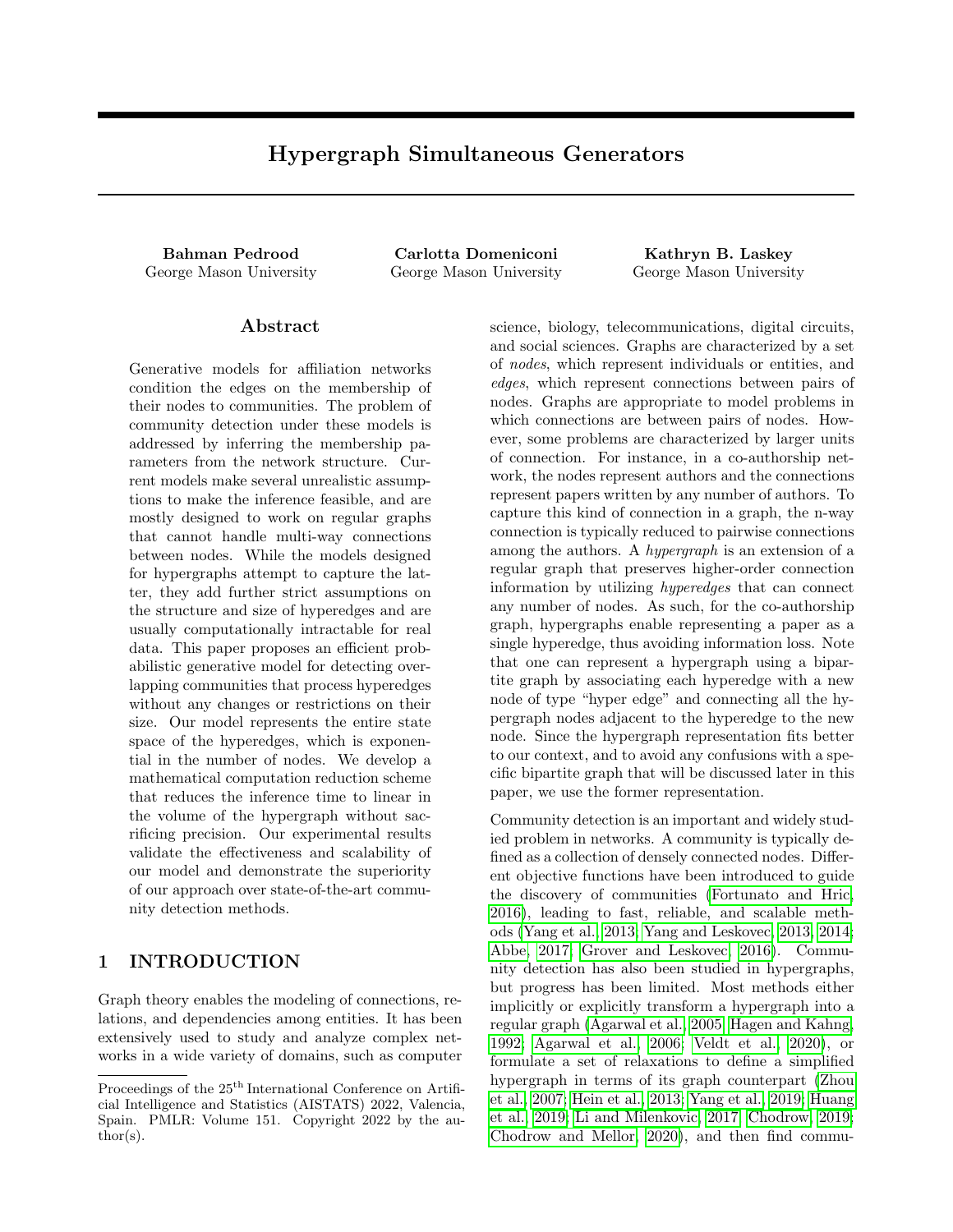# Hypergraph Simultaneous Generators

**Bahman Pedrood**
George Mason University

**Carlotta Domeniconi**
George Mason University

**Kathryn B. Laskey**
George Mason University

## Abstract

Generative models for affiliation networks condition the edges on the membership of their nodes to communities. The problem of community detection under these models is addressed by inferring the membership parameters from the network structure. Current models make several unrealistic assumptions to make the inference feasible, and are mostly designed to work on regular graphs that cannot handle multi-way connections between nodes. While the models designed for hypergraphs attempt to capture the latter, they add further strict assumptions on the structure and size of hyperedges and are usually computationally intractable for real data. This paper proposes an efficient probabilistic generative model for detecting overlapping communities that process hyperedges without any changes or restrictions on their size. Our model represents the entire state space of the hyperedges, which is exponential in the number of nodes. We develop a mathematical computation reduction scheme that reduces the inference time to linear in the volume of the hypergraph without sacrificing precision. Our experimental results validate the effectiveness and scalability of our model and demonstrate the superiority of our approach over state-of-the-art community detection methods.

## 1 INTRODUCTION

Graph theory enables the modeling of connections, relations, and dependencies among entities. It has been extensively used to study and analyze complex networks in a wide variety of domains, such as computer science, biology, telecommunications, digital circuits, and social sciences. Graphs are characterized by a set of *nodes*, which represent individuals or entities, and *edges*, which represent connections between pairs of nodes. Graphs are appropriate to model problems in which connections are between pairs of nodes. However, some problems are characterized by larger units of connection. For instance, in a co-authorship network, the nodes represent authors and the connections represent papers written by any number of authors. To capture this kind of connection in a graph, the n-way connection is typically reduced to pairwise connections among the authors. A *hypergraph* is an extension of a regular graph that preserves higher-order connection information by utilizing *hyperedges* that can connect any number of nodes. As such, for the co-authorship graph, hypergraphs enable representing a paper as a single hyperedge, thus avoiding information loss. Note that one can represent a hypergraph using a bipartite graph by associating each hyperedge with a new node of type "hyper edge" and connecting all the hypergraph nodes adjacent to the hyperedge to the new node. Since the hypergraph representation fits better to our context, and to avoid any confusions with a specific bipartite graph that will be discussed later in this paper, we use the former representation.

Community detection is an important and widely studied problem in networks. A community is typically defined as a collection of densely connected nodes. Different objective functions have been introduced to guide the discovery of communities (Fortunato and Hric, 2016), leading to fast, reliable, and scalable methods (Yang et al., 2013; Yang and Leskovec, 2013, 2014; Abbe, 2017; Grover and Leskovec, 2016). Community detection has also been studied in hypergraphs, but progress has been limited. Most methods either implicitly or explicitly transform a hypergraph into a regular graph (Agarwal et al., 2005; Hagen and Kahng, 1992; Agarwal et al., 2006; Veldt et al., 2020), or formulate a set of relaxations to define a simplified hypergraph in terms of its graph counterpart (Zhou et al., 2007; Hein et al., 2013; Yang et al., 2019; Huang et al., 2019; Li and Milenkovic, 2017; Chodrow, 2019; Chodrow and Mellor, 2020), and then find commu-

Proceedings of the 25[th] International Conference on Artificial Intelligence and Statistics (AISTATS) 2022, Valencia, Spain. PMLR: Volume 151. Copyright 2022 by the author(s).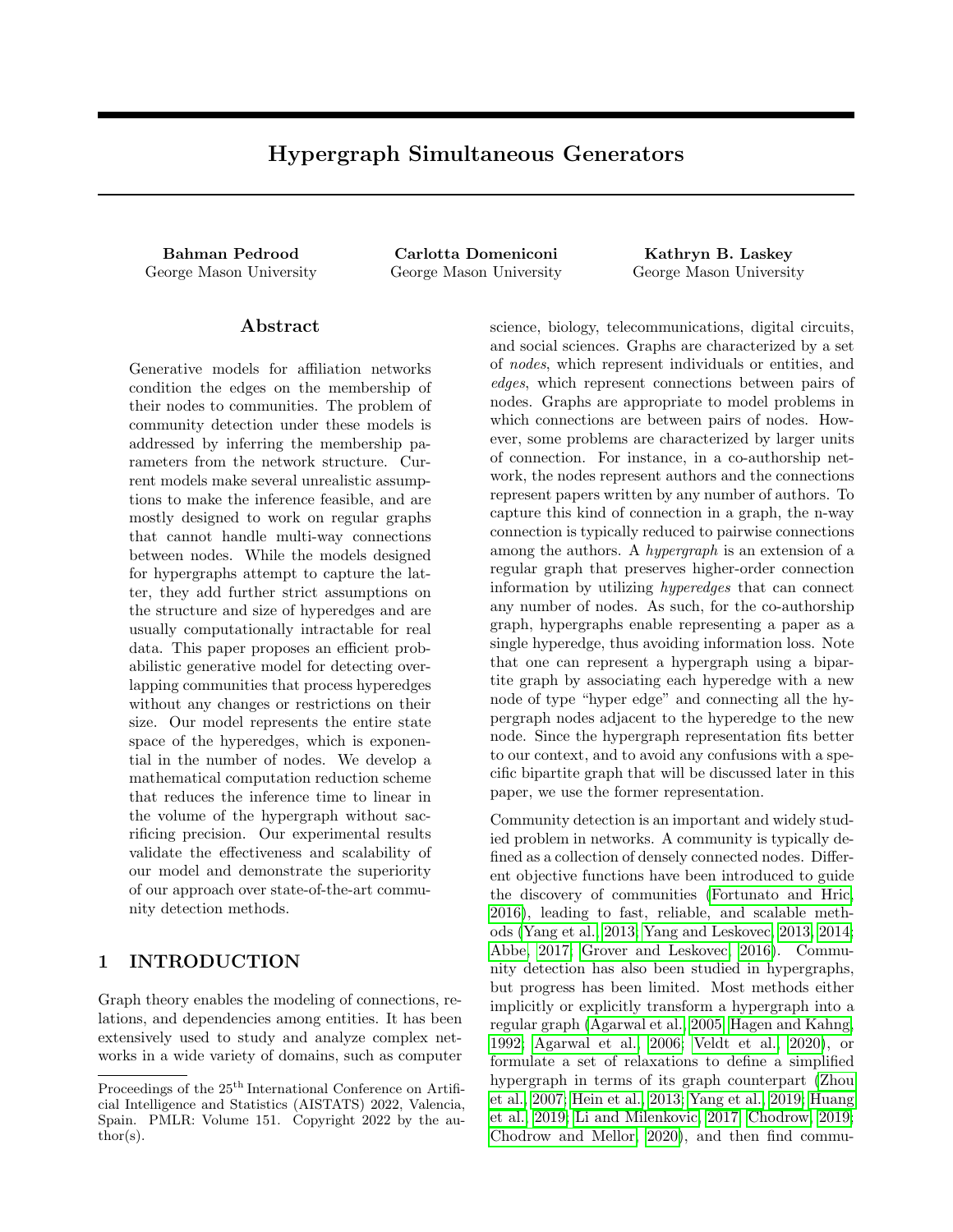# Hypergraph Simultaneous Generators

**Bahman Pedrood**
George Mason University

**Carlotta Domeniconi**
George Mason University

**Kathryn B. Laskey**
George Mason University

## Abstract

Generative models for affiliation networks condition the edges on the membership of their nodes to communities. The problem of community detection under these models is addressed by inferring the membership parameters from the network structure. Current models make several unrealistic assumptions to make the inference feasible, and are mostly designed to work on regular graphs that cannot handle multi-way connections between nodes. While the models designed for hypergraphs attempt to capture the latter, they add further strict assumptions on the structure and size of hyperedges and are usually computationally intractable for real data. This paper proposes an efficient probabilistic generative model for detecting overlapping communities that process hyperedges without any changes or restrictions on their size. Our model represents the entire state space of the hyperedges, which is exponential in the number of nodes. We develop a mathematical computation reduction scheme that reduces the inference time to linear in the volume of the hypergraph without sacrificing precision. Our experimental results validate the effectiveness and scalability of our model and demonstrate the superiority of our approach over state-of-the-art community detection methods.

## 1 INTRODUCTION

Graph theory enables the modeling of connections, relations, and dependencies among entities. It has been extensively used to study and analyze complex networks in a wide variety of domains, such as computer science, biology, telecommunications, digital circuits, and social sciences. Graphs are characterized by a set of *nodes*, which represent individuals or entities, and *edges*, which represent connections between pairs of nodes. Graphs are appropriate to model problems in which connections are between pairs of nodes. However, some problems are characterized by larger units of connection. For instance, in a co-authorship network, the nodes represent authors and the connections represent papers written by any number of authors. To capture this kind of connection in a graph, the n-way connection is typically reduced to pairwise connections among the authors. A *hypergraph* is an extension of a regular graph that preserves higher-order connection information by utilizing *hyperedges* that can connect any number of nodes. As such, for the co-authorship graph, hypergraphs enable representing a paper as a single hyperedge, thus avoiding information loss. Note that one can represent a hypergraph using a bipartite graph by associating each hyperedge with a new node of type "hyper edge" and connecting all the hypergraph nodes adjacent to the hyperedge to the new node. Since the hypergraph representation fits better to our context, and to avoid any confusions with a specific bipartite graph that will be discussed later in this paper, we use the former representation.

Community detection is an important and widely studied problem in networks. A community is typically defined as a collection of densely connected nodes. Different objective functions have been introduced to guide the discovery of communities (Fortunato and Hric, 2016), leading to fast, reliable, and scalable methods (Yang et al., 2013; Yang and Leskovec, 2013, 2014; Abbe, 2017; Grover and Leskovec, 2016). Community detection has also been studied in hypergraphs, but progress has been limited. Most methods either implicitly or explicitly transform a hypergraph into a regular graph (Agarwal et al., 2005; Hagen and Kahng, 1992; Agarwal et al., 2006; Veldt et al., 2020), or formulate a set of relaxations to define a simplified hypergraph in terms of its graph counterpart (Zhou et al., 2007; Hein et al., 2013; Yang et al., 2019; Huang et al., 2019; Li and Milenkovic, 2017; Chodrow, 2019; Chodrow and Mellor, 2020), and then find commu-

Proceedings of the 25[th] International Conference on Artificial Intelligence and Statistics (AISTATS) 2022, Valencia, Spain. PMLR: Volume 151. Copyright 2022 by the author(s).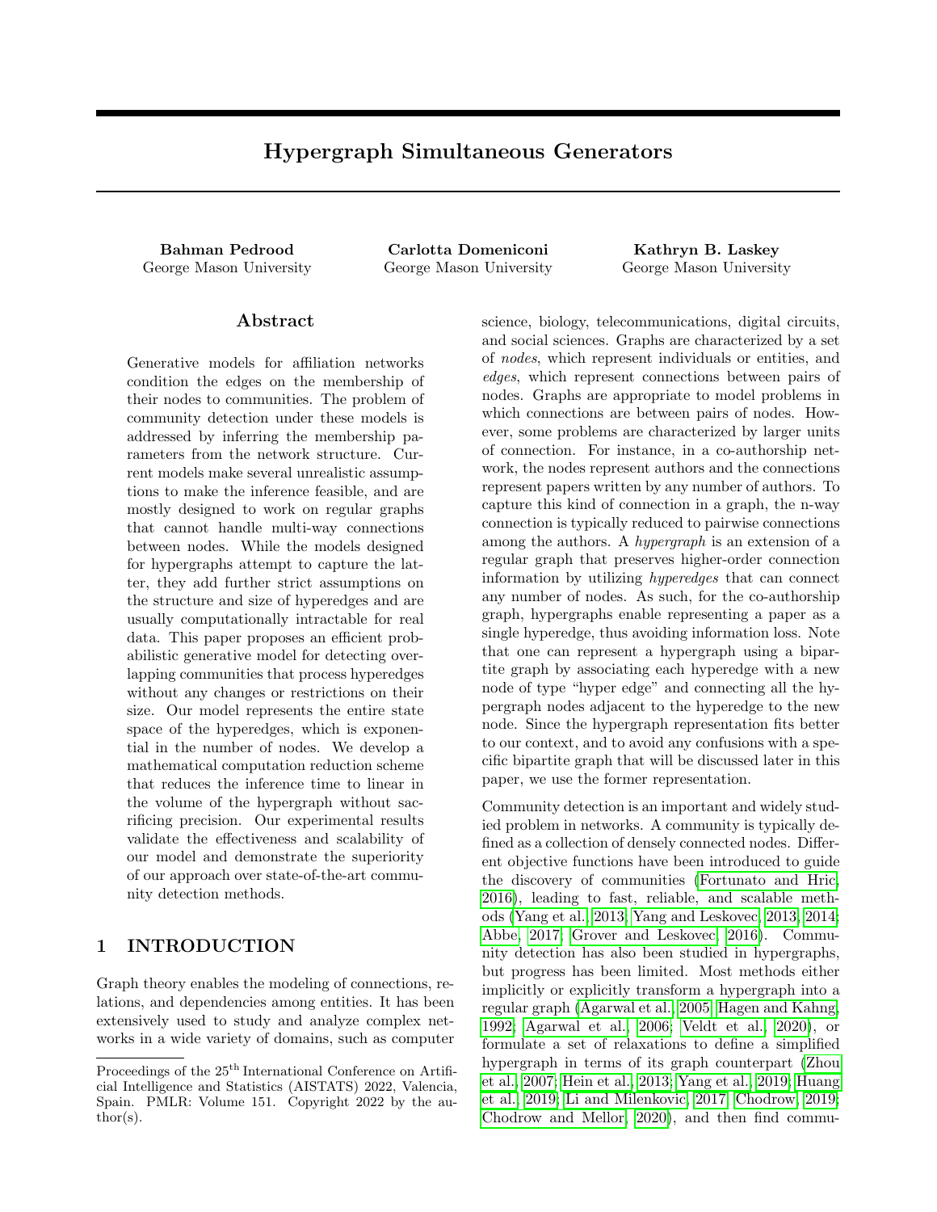# Hypergraph Simultaneous Generators

**Bahman Pedrood**
George Mason University

**Carlotta Domeniconi**
George Mason University

**Kathryn B. Laskey**
George Mason University

## Abstract

Generative models for affiliation networks condition the edges on the membership of their nodes to communities. The problem of community detection under these models is addressed by inferring the membership parameters from the network structure. Current models make several unrealistic assumptions to make the inference feasible, and are mostly designed to work on regular graphs that cannot handle multi-way connections between nodes. While the models designed for hypergraphs attempt to capture the latter, they add further strict assumptions on the structure and size of hyperedges and are usually computationally intractable for real data. This paper proposes an efficient probabilistic generative model for detecting overlapping communities that process hyperedges without any changes or restrictions on their size. Our model represents the entire state space of the hyperedges, which is exponential in the number of nodes. We develop a mathematical computation reduction scheme that reduces the inference time to linear in the volume of the hypergraph without sacrificing precision. Our experimental results validate the effectiveness and scalability of our model and demonstrate the superiority of our approach over state-of-the-art community detection methods.

## 1 INTRODUCTION

Graph theory enables the modeling of connections, relations, and dependencies among entities. It has been extensively used to study and analyze complex networks in a wide variety of domains, such as computer science, biology, telecommunications, digital circuits, and social sciences. Graphs are characterized by a set of *nodes*, which represent individuals or entities, and *edges*, which represent connections between pairs of nodes. Graphs are appropriate to model problems in which connections are between pairs of nodes. However, some problems are characterized by larger units of connection. For instance, in a co-authorship network, the nodes represent authors and the connections represent papers written by any number of authors. To capture this kind of connection in a graph, the n-way connection is typically reduced to pairwise connections among the authors. A *hypergraph* is an extension of a regular graph that preserves higher-order connection information by utilizing *hyperedges* that can connect any number of nodes. As such, for the co-authorship graph, hypergraphs enable representing a paper as a single hyperedge, thus avoiding information loss. Note that one can represent a hypergraph using a bipartite graph by associating each hyperedge with a new node of type "hyper edge" and connecting all the hypergraph nodes adjacent to the hyperedge to the new node. Since the hypergraph representation fits better to our context, and to avoid any confusions with a specific bipartite graph that will be discussed later in this paper, we use the former representation.

Community detection is an important and widely studied problem in networks. A community is typically defined as a collection of densely connected nodes. Different objective functions have been introduced to guide the discovery of communities (Fortunato and Hric, 2016), leading to fast, reliable, and scalable methods (Yang et al., 2013; Yang and Leskovec, 2013, 2014; Abbe, 2017; Grover and Leskovec, 2016). Community detection has also been studied in hypergraphs, but progress has been limited. Most methods either implicitly or explicitly transform a hypergraph into a regular graph (Agarwal et al., 2005; Hagen and Kahng, 1992; Agarwal et al., 2006; Veldt et al., 2020), or formulate a set of relaxations to define a simplified hypergraph in terms of its graph counterpart (Zhou et al., 2007; Hein et al., 2013; Yang et al., 2019; Huang et al., 2019; Li and Milenkovic, 2017; Chodrow, 2019; Chodrow and Mellor, 2020), and then find commu-

Proceedings of the 25[th] International Conference on Artificial Intelligence and Statistics (AISTATS) 2022, Valencia, Spain. PMLR: Volume 151. Copyright 2022 by the author(s).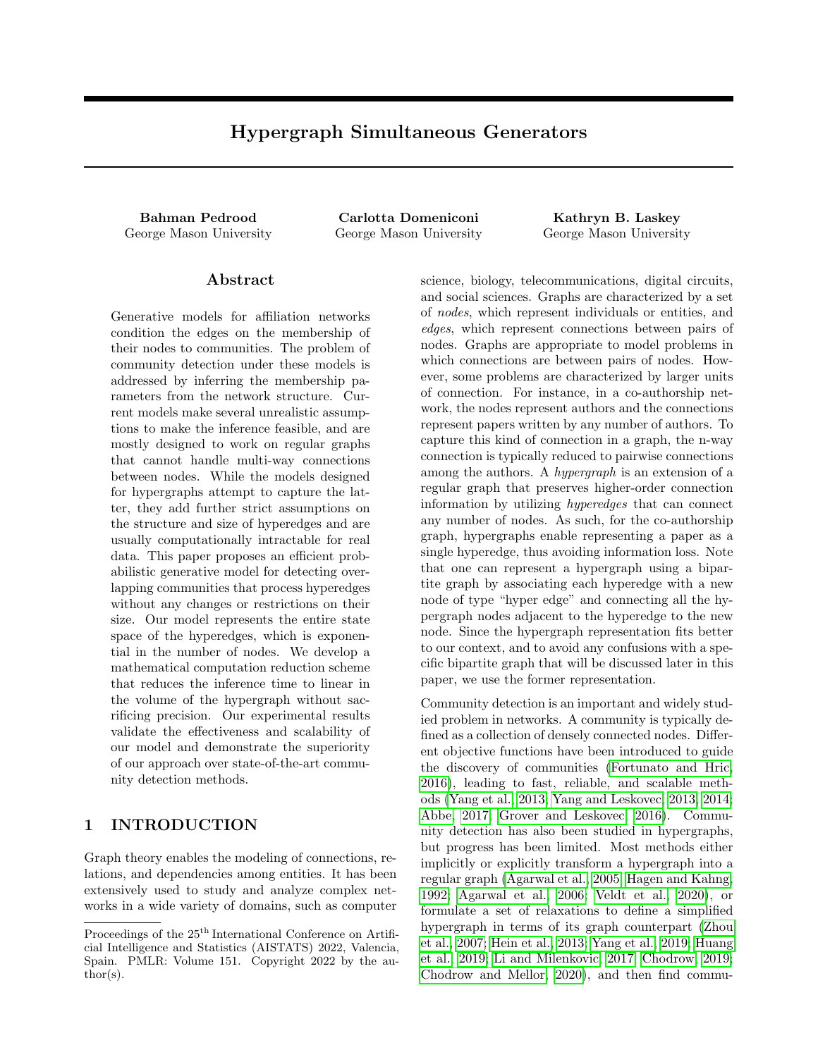# Hypergraph Simultaneous Generators

**Bahman Pedrood**
George Mason University

**Carlotta Domeniconi**
George Mason University

**Kathryn B. Laskey**
George Mason University

## Abstract

Generative models for affiliation networks condition the edges on the membership of their nodes to communities. The problem of community detection under these models is addressed by inferring the membership parameters from the network structure. Current models make several unrealistic assumptions to make the inference feasible, and are mostly designed to work on regular graphs that cannot handle multi-way connections between nodes. While the models designed for hypergraphs attempt to capture the latter, they add further strict assumptions on the structure and size of hyperedges and are usually computationally intractable for real data. This paper proposes an efficient probabilistic generative model for detecting overlapping communities that process hyperedges without any changes or restrictions on their size. Our model represents the entire state space of the hyperedges, which is exponential in the number of nodes. We develop a mathematical computation reduction scheme that reduces the inference time to linear in the volume of the hypergraph without sacrificing precision. Our experimental results validate the effectiveness and scalability of our model and demonstrate the superiority of our approach over state-of-the-art community detection methods.

## 1 INTRODUCTION

Graph theory enables the modeling of connections, relations, and dependencies among entities. It has been extensively used to study and analyze complex networks in a wide variety of domains, such as computer science, biology, telecommunications, digital circuits, and social sciences. Graphs are characterized by a set of *nodes*, which represent individuals or entities, and *edges*, which represent connections between pairs of nodes. Graphs are appropriate to model problems in which connections are between pairs of nodes. However, some problems are characterized by larger units of connection. For instance, in a co-authorship network, the nodes represent authors and the connections represent papers written by any number of authors. To capture this kind of connection in a graph, the n-way connection is typically reduced to pairwise connections among the authors. A *hypergraph* is an extension of a regular graph that preserves higher-order connection information by utilizing *hyperedges* that can connect any number of nodes. As such, for the co-authorship graph, hypergraphs enable representing a paper as a single hyperedge, thus avoiding information loss. Note that one can represent a hypergraph using a bipartite graph by associating each hyperedge with a new node of type "hyper edge" and connecting all the hypergraph nodes adjacent to the hyperedge to the new node. Since the hypergraph representation fits better to our context, and to avoid any confusions with a specific bipartite graph that will be discussed later in this paper, we use the former representation.

Community detection is an important and widely studied problem in networks. A community is typically defined as a collection of densely connected nodes. Different objective functions have been introduced to guide the discovery of communities (Fortunato and Hric, 2016), leading to fast, reliable, and scalable methods (Yang et al., 2013; Yang and Leskovec, 2013, 2014; Abbe, 2017; Grover and Leskovec, 2016). Community detection has also been studied in hypergraphs, but progress has been limited. Most methods either implicitly or explicitly transform a hypergraph into a regular graph (Agarwal et al., 2005; Hagen and Kahng, 1992; Agarwal et al., 2006; Veldt et al., 2020), or formulate a set of relaxations to define a simplified hypergraph in terms of its graph counterpart (Zhou et al., 2007; Hein et al., 2013; Yang et al., 2019; Huang et al., 2019; Li and Milenkovic, 2017; Chodrow, 2019; Chodrow and Mellor, 2020), and then find commu-

Proceedings of the 25[th] International Conference on Artificial Intelligence and Statistics (AISTATS) 2022, Valencia, Spain. PMLR: Volume 151. Copyright 2022 by the author(s).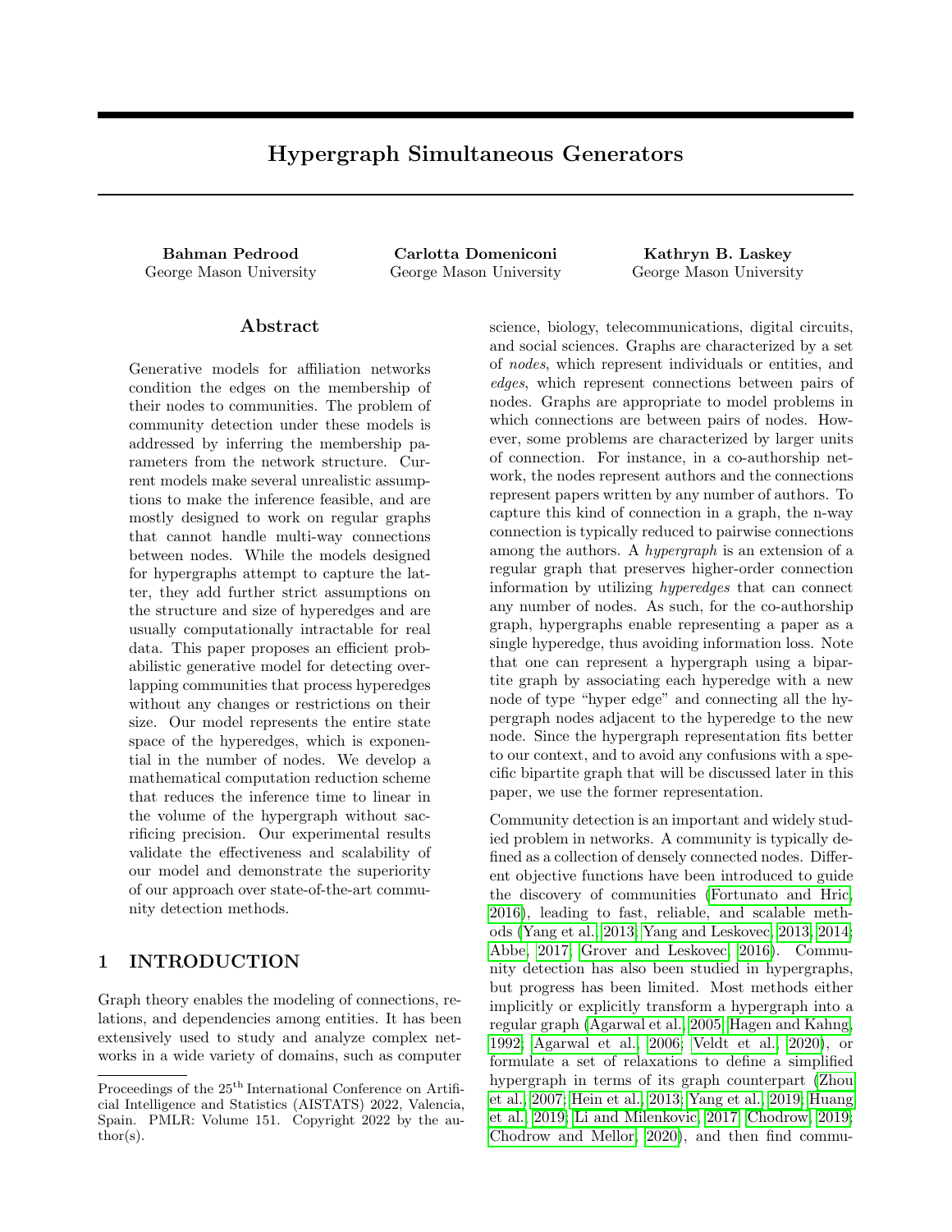# Hypergraph Simultaneous Generators

**Bahman Pedrood**
George Mason University

**Carlotta Domeniconi**
George Mason University

**Kathryn B. Laskey**
George Mason University

## Abstract

Generative models for affiliation networks condition the edges on the membership of their nodes to communities. The problem of community detection under these models is addressed by inferring the membership parameters from the network structure. Current models make several unrealistic assumptions to make the inference feasible, and are mostly designed to work on regular graphs that cannot handle multi-way connections between nodes. While the models designed for hypergraphs attempt to capture the latter, they add further strict assumptions on the structure and size of hyperedges and are usually computationally intractable for real data. This paper proposes an efficient probabilistic generative model for detecting overlapping communities that process hyperedges without any changes or restrictions on their size. Our model represents the entire state space of the hyperedges, which is exponential in the number of nodes. We develop a mathematical computation reduction scheme that reduces the inference time to linear in the volume of the hypergraph without sacrificing precision. Our experimental results validate the effectiveness and scalability of our model and demonstrate the superiority of our approach over state-of-the-art community detection methods.

## 1 INTRODUCTION

Graph theory enables the modeling of connections, relations, and dependencies among entities. It has been extensively used to study and analyze complex networks in a wide variety of domains, such as computer science, biology, telecommunications, digital circuits, and social sciences. Graphs are characterized by a set of *nodes*, which represent individuals or entities, and *edges*, which represent connections between pairs of nodes. Graphs are appropriate to model problems in which connections are between pairs of nodes. However, some problems are characterized by larger units of connection. For instance, in a co-authorship network, the nodes represent authors and the connections represent papers written by any number of authors. To capture this kind of connection in a graph, the n-way connection is typically reduced to pairwise connections among the authors. A *hypergraph* is an extension of a regular graph that preserves higher-order connection information by utilizing *hyperedges* that can connect any number of nodes. As such, for the co-authorship graph, hypergraphs enable representing a paper as a single hyperedge, thus avoiding information loss. Note that one can represent a hypergraph using a bipartite graph by associating each hyperedge with a new node of type "hyper edge" and connecting all the hypergraph nodes adjacent to the hyperedge to the new node. Since the hypergraph representation fits better to our context, and to avoid any confusions with a specific bipartite graph that will be discussed later in this paper, we use the former representation.

Community detection is an important and widely studied problem in networks. A community is typically defined as a collection of densely connected nodes. Different objective functions have been introduced to guide the discovery of communities (Fortunato and Hric, 2016), leading to fast, reliable, and scalable methods (Yang et al., 2013; Yang and Leskovec, 2013, 2014; Abbe, 2017; Grover and Leskovec, 2016). Community detection has also been studied in hypergraphs, but progress has been limited. Most methods either implicitly or explicitly transform a hypergraph into a regular graph (Agarwal et al., 2005; Hagen and Kahng, 1992; Agarwal et al., 2006; Veldt et al., 2020), or formulate a set of relaxations to define a simplified hypergraph in terms of its graph counterpart (Zhou et al., 2007; Hein et al., 2013; Yang et al., 2019; Huang et al., 2019; Li and Milenkovic, 2017; Chodrow, 2019; Chodrow and Mellor, 2020), and then find commu-

Proceedings of the 25[th] International Conference on Artificial Intelligence and Statistics (AISTATS) 2022, Valencia, Spain. PMLR: Volume 151. Copyright 2022 by the author(s).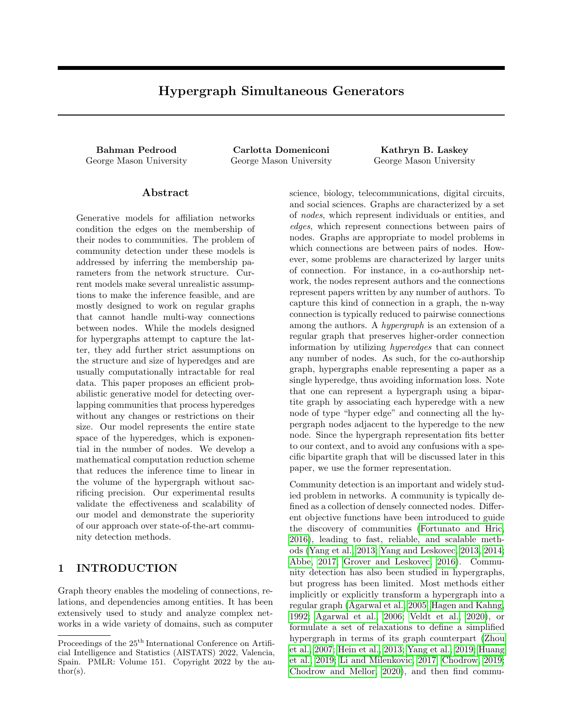# Hypergraph Simultaneous Generators

**Bahman Pedrood**
George Mason University

**Carlotta Domeniconi**
George Mason University

**Kathryn B. Laskey**
George Mason University

## Abstract

Generative models for affiliation networks condition the edges on the membership of their nodes to communities. The problem of community detection under these models is addressed by inferring the membership parameters from the network structure. Current models make several unrealistic assumptions to make the inference feasible, and are mostly designed to work on regular graphs that cannot handle multi-way connections between nodes. While the models designed for hypergraphs attempt to capture the latter, they add further strict assumptions on the structure and size of hyperedges and are usually computationally intractable for real data. This paper proposes an efficient probabilistic generative model for detecting overlapping communities that process hyperedges without any changes or restrictions on their size. Our model represents the entire state space of the hyperedges, which is exponential in the number of nodes. We develop a mathematical computation reduction scheme that reduces the inference time to linear in the volume of the hypergraph without sacrificing precision. Our experimental results validate the effectiveness and scalability of our model and demonstrate the superiority of our approach over state-of-the-art community detection methods.

## 1 INTRODUCTION

Graph theory enables the modeling of connections, relations, and dependencies among entities. It has been extensively used to study and analyze complex networks in a wide variety of domains, such as computer science, biology, telecommunications, digital circuits, and social sciences. Graphs are characterized by a set of *nodes*, which represent individuals or entities, and *edges*, which represent connections between pairs of nodes. Graphs are appropriate to model problems in which connections are between pairs of nodes. However, some problems are characterized by larger units of connection. For instance, in a co-authorship network, the nodes represent authors and the connections represent papers written by any number of authors. To capture this kind of connection in a graph, the n-way connection is typically reduced to pairwise connections among the authors. A *hypergraph* is an extension of a regular graph that preserves higher-order connection information by utilizing *hyperedges* that can connect any number of nodes. As such, for the co-authorship graph, hypergraphs enable representing a paper as a single hyperedge, thus avoiding information loss. Note that one can represent a hypergraph using a bipartite graph by associating each hyperedge with a new node of type "hyper edge" and connecting all the hypergraph nodes adjacent to the hyperedge to the new node. Since the hypergraph representation fits better to our context, and to avoid any confusions with a specific bipartite graph that will be discussed later in this paper, we use the former representation.

Community detection is an important and widely studied problem in networks. A community is typically defined as a collection of densely connected nodes. Different objective functions have been introduced to guide the discovery of communities (Fortunato and Hric, 2016), leading to fast, reliable, and scalable methods (Yang et al., 2013; Yang and Leskovec, 2013, 2014; Abbe, 2017; Grover and Leskovec, 2016). Community detection has also been studied in hypergraphs, but progress has been limited. Most methods either implicitly or explicitly transform a hypergraph into a regular graph (Agarwal et al., 2005; Hagen and Kahng, 1992; Agarwal et al., 2006; Veldt et al., 2020), or formulate a set of relaxations to define a simplified hypergraph in terms of its graph counterpart (Zhou et al., 2007; Hein et al., 2013; Yang et al., 2019; Huang et al., 2019; Li and Milenkovic, 2017; Chodrow, 2019; Chodrow and Mellor, 2020), and then find commu-

Proceedings of the 25[th] International Conference on Artificial Intelligence and Statistics (AISTATS) 2022, Valencia, Spain. PMLR: Volume 151. Copyright 2022 by the author(s).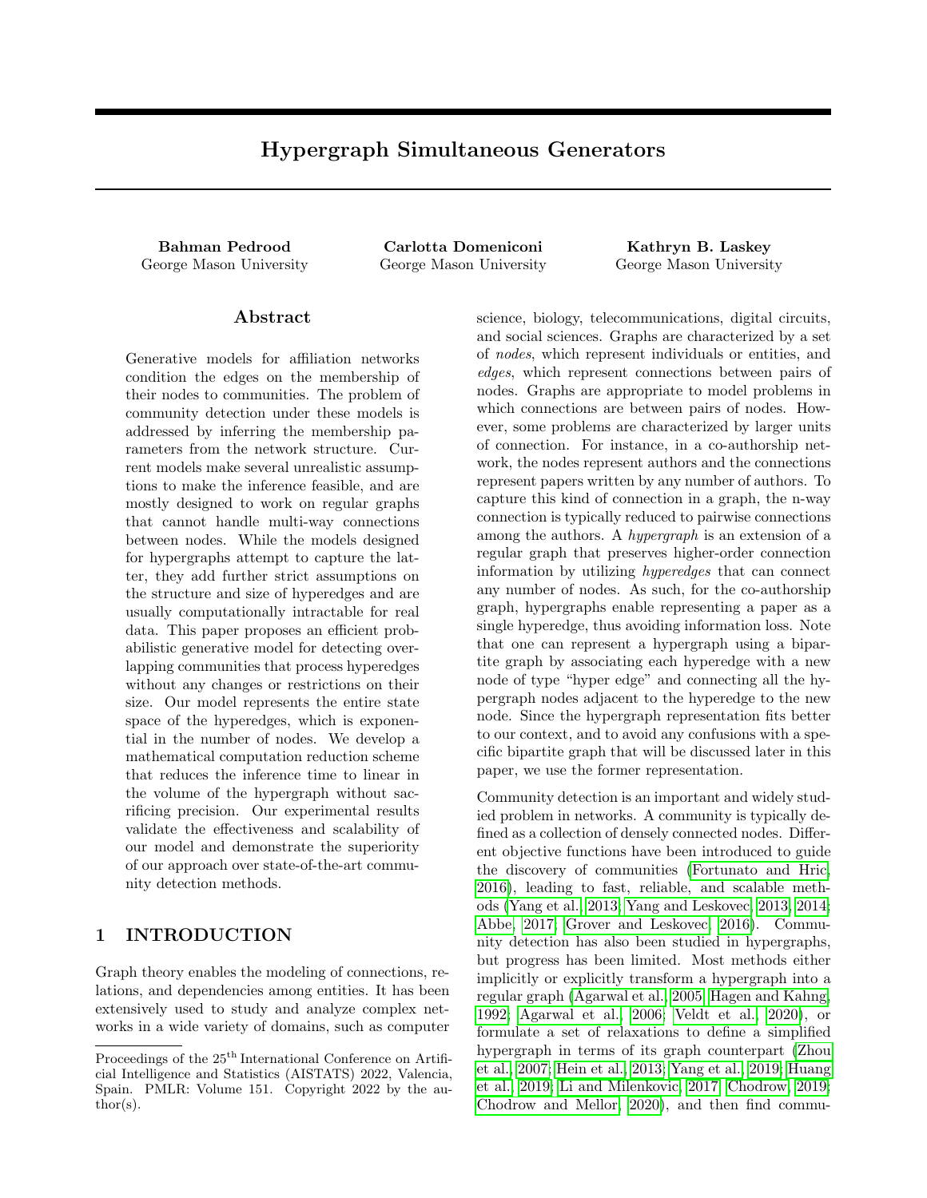# Hypergraph Simultaneous Generators

**Bahman Pedrood**
George Mason University

**Carlotta Domeniconi**
George Mason University

**Kathryn B. Laskey**
George Mason University

## Abstract

Generative models for affiliation networks condition the edges on the membership of their nodes to communities. The problem of community detection under these models is addressed by inferring the membership parameters from the network structure. Current models make several unrealistic assumptions to make the inference feasible, and are mostly designed to work on regular graphs that cannot handle multi-way connections between nodes. While the models designed for hypergraphs attempt to capture the latter, they add further strict assumptions on the structure and size of hyperedges and are usually computationally intractable for real data. This paper proposes an efficient probabilistic generative model for detecting overlapping communities that process hyperedges without any changes or restrictions on their size. Our model represents the entire state space of the hyperedges, which is exponential in the number of nodes. We develop a mathematical computation reduction scheme that reduces the inference time to linear in the volume of the hypergraph without sacrificing precision. Our experimental results validate the effectiveness and scalability of our model and demonstrate the superiority of our approach over state-of-the-art community detection methods.

## 1 INTRODUCTION

Graph theory enables the modeling of connections, relations, and dependencies among entities. It has been extensively used to study and analyze complex networks in a wide variety of domains, such as computer science, biology, telecommunications, digital circuits, and social sciences. Graphs are characterized by a set of *nodes*, which represent individuals or entities, and *edges*, which represent connections between pairs of nodes. Graphs are appropriate to model problems in which connections are between pairs of nodes. However, some problems are characterized by larger units of connection. For instance, in a co-authorship network, the nodes represent authors and the connections represent papers written by any number of authors. To capture this kind of connection in a graph, the n-way connection is typically reduced to pairwise connections among the authors. A *hypergraph* is an extension of a regular graph that preserves higher-order connection information by utilizing *hyperedges* that can connect any number of nodes. As such, for the co-authorship graph, hypergraphs enable representing a paper as a single hyperedge, thus avoiding information loss. Note that one can represent a hypergraph using a bipartite graph by associating each hyperedge with a new node of type "hyper edge" and connecting all the hypergraph nodes adjacent to the hyperedge to the new node. Since the hypergraph representation fits better to our context, and to avoid any confusions with a specific bipartite graph that will be discussed later in this paper, we use the former representation.

Community detection is an important and widely studied problem in networks. A community is typically defined as a collection of densely connected nodes. Different objective functions have been introduced to guide the discovery of communities (Fortunato and Hric, 2016), leading to fast, reliable, and scalable methods (Yang et al., 2013; Yang and Leskovec, 2013, 2014; Abbe, 2017; Grover and Leskovec, 2016). Community detection has also been studied in hypergraphs, but progress has been limited. Most methods either implicitly or explicitly transform a hypergraph into a regular graph (Agarwal et al., 2005; Hagen and Kahng, 1992; Agarwal et al., 2006; Veldt et al., 2020), or formulate a set of relaxations to define a simplified hypergraph in terms of its graph counterpart (Zhou et al., 2007; Hein et al., 2013; Yang et al., 2019; Huang et al., 2019; Li and Milenkovic, 2017; Chodrow, 2019; Chodrow and Mellor, 2020), and then find commu-

Proceedings of the 25[th] International Conference on Artificial Intelligence and Statistics (AISTATS) 2022, Valencia, Spain. PMLR: Volume 151. Copyright 2022 by the author(s).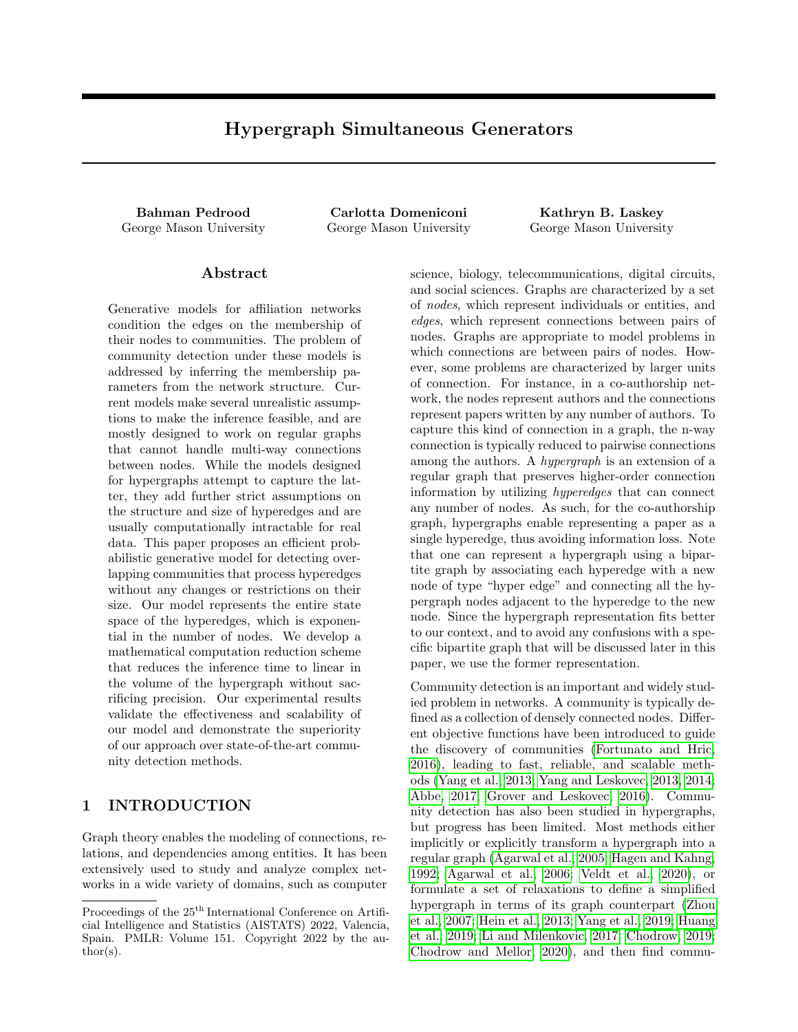# Hypergraph Simultaneous Generators

**Bahman Pedrood**
George Mason University

**Carlotta Domeniconi**
George Mason University

**Kathryn B. Laskey**
George Mason University

## Abstract

Generative models for affiliation networks condition the edges on the membership of their nodes to communities. The problem of community detection under these models is addressed by inferring the membership parameters from the network structure. Current models make several unrealistic assumptions to make the inference feasible, and are mostly designed to work on regular graphs that cannot handle multi-way connections between nodes. While the models designed for hypergraphs attempt to capture the latter, they add further strict assumptions on the structure and size of hyperedges and are usually computationally intractable for real data. This paper proposes an efficient probabilistic generative model for detecting overlapping communities that process hyperedges without any changes or restrictions on their size. Our model represents the entire state space of the hyperedges, which is exponential in the number of nodes. We develop a mathematical computation reduction scheme that reduces the inference time to linear in the volume of the hypergraph without sacrificing precision. Our experimental results validate the effectiveness and scalability of our model and demonstrate the superiority of our approach over state-of-the-art community detection methods.

## 1 INTRODUCTION

Graph theory enables the modeling of connections, relations, and dependencies among entities. It has been extensively used to study and analyze complex networks in a wide variety of domains, such as computer science, biology, telecommunications, digital circuits, and social sciences. Graphs are characterized by a set of *nodes*, which represent individuals or entities, and *edges*, which represent connections between pairs of nodes. Graphs are appropriate to model problems in which connections are between pairs of nodes. However, some problems are characterized by larger units of connection. For instance, in a co-authorship network, the nodes represent authors and the connections represent papers written by any number of authors. To capture this kind of connection in a graph, the n-way connection is typically reduced to pairwise connections among the authors. A *hypergraph* is an extension of a regular graph that preserves higher-order connection information by utilizing *hyperedges* that can connect any number of nodes. As such, for the co-authorship graph, hypergraphs enable representing a paper as a single hyperedge, thus avoiding information loss. Note that one can represent a hypergraph using a bipartite graph by associating each hyperedge with a new node of type "hyper edge" and connecting all the hypergraph nodes adjacent to the hyperedge to the new node. Since the hypergraph representation fits better to our context, and to avoid any confusions with a specific bipartite graph that will be discussed later in this paper, we use the former representation.

Community detection is an important and widely studied problem in networks. A community is typically defined as a collection of densely connected nodes. Different objective functions have been introduced to guide the discovery of communities (Fortunato and Hric, 2016), leading to fast, reliable, and scalable methods (Yang et al., 2013; Yang and Leskovec, 2013, 2014; Abbe, 2017; Grover and Leskovec, 2016). Community detection has also been studied in hypergraphs, but progress has been limited. Most methods either implicitly or explicitly transform a hypergraph into a regular graph (Agarwal et al., 2005; Hagen and Kahng, 1992; Agarwal et al., 2006; Veldt et al., 2020), or formulate a set of relaxations to define a simplified hypergraph in terms of its graph counterpart (Zhou et al., 2007; Hein et al., 2013; Yang et al., 2019; Huang et al., 2019; Li and Milenkovic, 2017; Chodrow, 2019; Chodrow and Mellor, 2020), and then find commu-

Proceedings of the 25[th] International Conference on Artificial Intelligence and Statistics (AISTATS) 2022, Valencia, Spain. PMLR: Volume 151. Copyright 2022 by the author(s).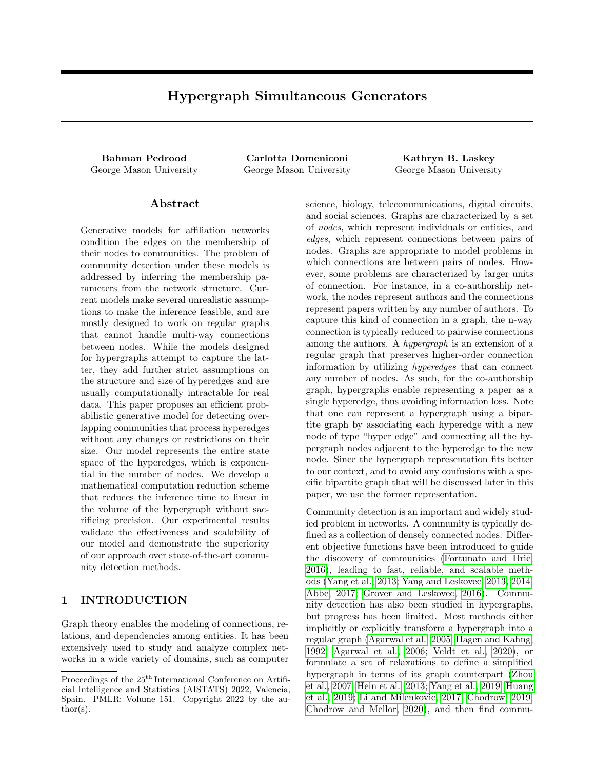# Hypergraph Simultaneous Generators

**Bahman Pedrood**
George Mason University

**Carlotta Domeniconi**
George Mason University

**Kathryn B. Laskey**
George Mason University

## Abstract

Generative models for affiliation networks condition the edges on the membership of their nodes to communities. The problem of community detection under these models is addressed by inferring the membership parameters from the network structure. Current models make several unrealistic assumptions to make the inference feasible, and are mostly designed to work on regular graphs that cannot handle multi-way connections between nodes. While the models designed for hypergraphs attempt to capture the latter, they add further strict assumptions on the structure and size of hyperedges and are usually computationally intractable for real data. This paper proposes an efficient probabilistic generative model for detecting overlapping communities that process hyperedges without any changes or restrictions on their size. Our model represents the entire state space of the hyperedges, which is exponential in the number of nodes. We develop a mathematical computation reduction scheme that reduces the inference time to linear in the volume of the hypergraph without sacrificing precision. Our experimental results validate the effectiveness and scalability of our model and demonstrate the superiority of our approach over state-of-the-art community detection methods.

## 1 INTRODUCTION

Graph theory enables the modeling of connections, relations, and dependencies among entities. It has been extensively used to study and analyze complex networks in a wide variety of domains, such as computer science, biology, telecommunications, digital circuits, and social sciences. Graphs are characterized by a set of *nodes*, which represent individuals or entities, and *edges*, which represent connections between pairs of nodes. Graphs are appropriate to model problems in which connections are between pairs of nodes. However, some problems are characterized by larger units of connection. For instance, in a co-authorship network, the nodes represent authors and the connections represent papers written by any number of authors. To capture this kind of connection in a graph, the n-way connection is typically reduced to pairwise connections among the authors. A *hypergraph* is an extension of a regular graph that preserves higher-order connection information by utilizing *hyperedges* that can connect any number of nodes. As such, for the co-authorship graph, hypergraphs enable representing a paper as a single hyperedge, thus avoiding information loss. Note that one can represent a hypergraph using a bipartite graph by associating each hyperedge with a new node of type "hyper edge" and connecting all the hypergraph nodes adjacent to the hyperedge to the new node. Since the hypergraph representation fits better to our context, and to avoid any confusions with a specific bipartite graph that will be discussed later in this paper, we use the former representation.

Community detection is an important and widely studied problem in networks. A community is typically defined as a collection of densely connected nodes. Different objective functions have been introduced to guide the discovery of communities (Fortunato and Hric, 2016), leading to fast, reliable, and scalable methods (Yang et al., 2013; Yang and Leskovec, 2013, 2014; Abbe, 2017; Grover and Leskovec, 2016). Community detection has also been studied in hypergraphs, but progress has been limited. Most methods either implicitly or explicitly transform a hypergraph into a regular graph (Agarwal et al., 2005; Hagen and Kahng, 1992; Agarwal et al., 2006; Veldt et al., 2020), or formulate a set of relaxations to define a simplified hypergraph in terms of its graph counterpart (Zhou et al., 2007; Hein et al., 2013; Yang et al., 2019; Huang et al., 2019; Li and Milenkovic, 2017; Chodrow, 2019; Chodrow and Mellor, 2020), and then find commu-

Proceedings of the 25[th] International Conference on Artificial Intelligence and Statistics (AISTATS) 2022, Valencia, Spain. PMLR: Volume 151. Copyright 2022 by the author(s).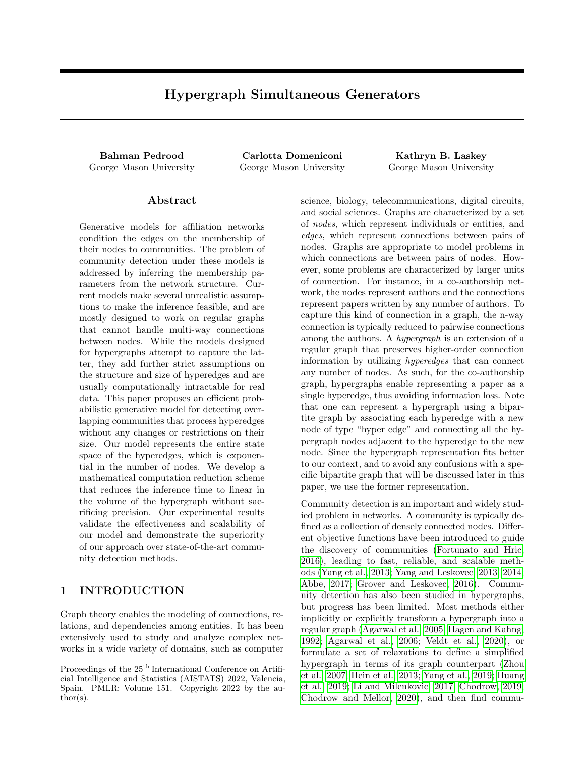# Hypergraph Simultaneous Generators

**Bahman Pedrood**
George Mason University

**Carlotta Domeniconi**
George Mason University

**Kathryn B. Laskey**
George Mason University

## Abstract

Generative models for affiliation networks condition the edges on the membership of their nodes to communities. The problem of community detection under these models is addressed by inferring the membership parameters from the network structure. Current models make several unrealistic assumptions to make the inference feasible, and are mostly designed to work on regular graphs that cannot handle multi-way connections between nodes. While the models designed for hypergraphs attempt to capture the latter, they add further strict assumptions on the structure and size of hyperedges and are usually computationally intractable for real data. This paper proposes an efficient probabilistic generative model for detecting overlapping communities that process hyperedges without any changes or restrictions on their size. Our model represents the entire state space of the hyperedges, which is exponential in the number of nodes. We develop a mathematical computation reduction scheme that reduces the inference time to linear in the volume of the hypergraph without sacrificing precision. Our experimental results validate the effectiveness and scalability of our model and demonstrate the superiority of our approach over state-of-the-art community detection methods.

## 1 INTRODUCTION

Graph theory enables the modeling of connections, relations, and dependencies among entities. It has been extensively used to study and analyze complex networks in a wide variety of domains, such as computer science, biology, telecommunications, digital circuits, and social sciences. Graphs are characterized by a set of *nodes*, which represent individuals or entities, and *edges*, which represent connections between pairs of nodes. Graphs are appropriate to model problems in which connections are between pairs of nodes. However, some problems are characterized by larger units of connection. For instance, in a co-authorship network, the nodes represent authors and the connections represent papers written by any number of authors. To capture this kind of connection in a graph, the n-way connection is typically reduced to pairwise connections among the authors. A *hypergraph* is an extension of a regular graph that preserves higher-order connection information by utilizing *hyperedges* that can connect any number of nodes. As such, for the co-authorship graph, hypergraphs enable representing a paper as a single hyperedge, thus avoiding information loss. Note that one can represent a hypergraph using a bipartite graph by associating each hyperedge with a new node of type "hyper edge" and connecting all the hypergraph nodes adjacent to the hyperedge to the new node. Since the hypergraph representation fits better to our context, and to avoid any confusions with a specific bipartite graph that will be discussed later in this paper, we use the former representation.

Community detection is an important and widely studied problem in networks. A community is typically defined as a collection of densely connected nodes. Different objective functions have been introduced to guide the discovery of communities (Fortunato and Hric, 2016), leading to fast, reliable, and scalable methods (Yang et al., 2013; Yang and Leskovec, 2013, 2014; Abbe, 2017; Grover and Leskovec, 2016). Community detection has also been studied in hypergraphs, but progress has been limited. Most methods either implicitly or explicitly transform a hypergraph into a regular graph (Agarwal et al., 2005; Hagen and Kahng, 1992; Agarwal et al., 2006; Veldt et al., 2020), or formulate a set of relaxations to define a simplified hypergraph in terms of its graph counterpart (Zhou et al., 2007; Hein et al., 2013; Yang et al., 2019; Huang et al., 2019; Li and Milenkovic, 2017; Chodrow, 2019; Chodrow and Mellor, 2020), and then find commu-

Proceedings of the 25[th] International Conference on Artificial Intelligence and Statistics (AISTATS) 2022, Valencia, Spain. PMLR: Volume 151. Copyright 2022 by the author(s).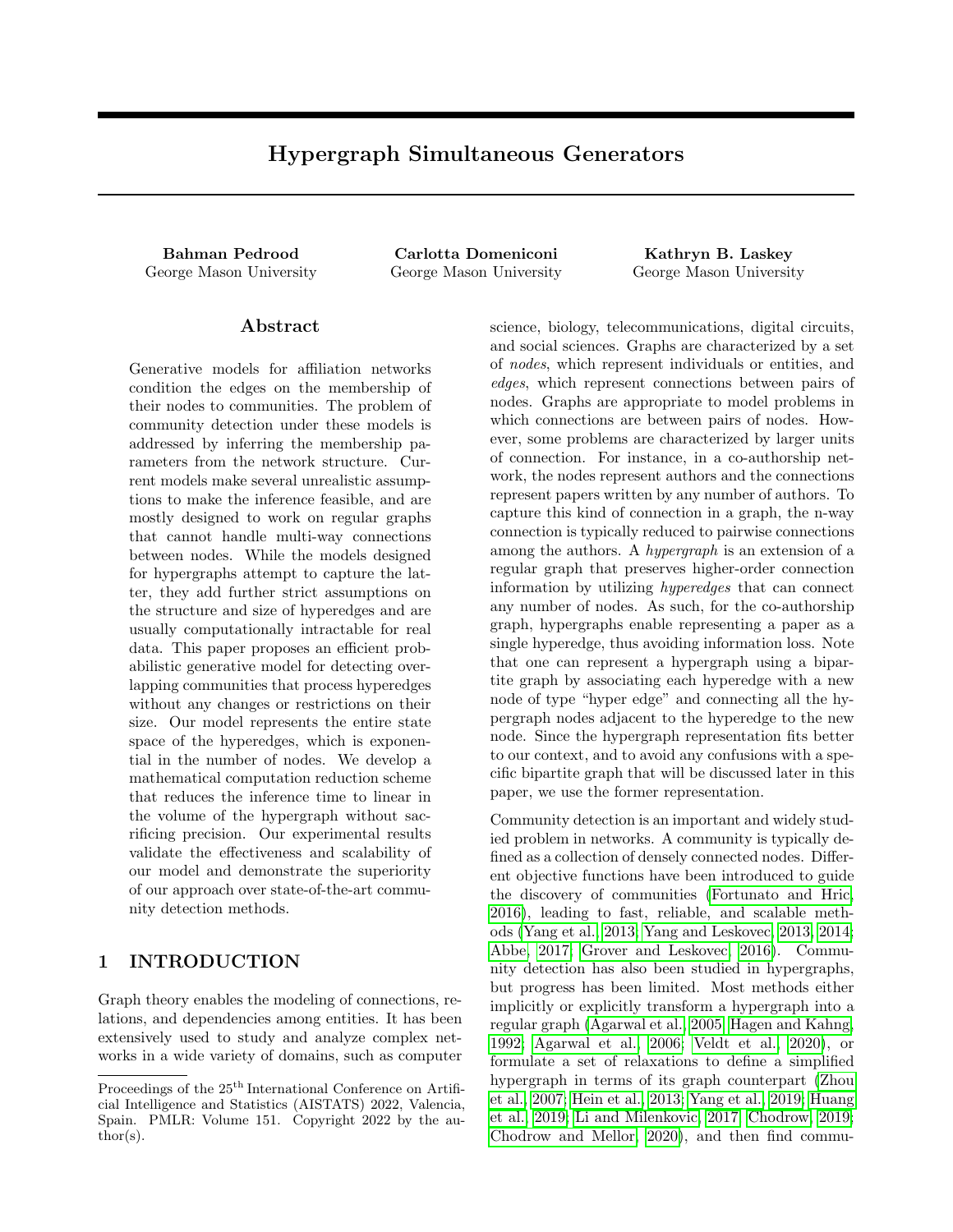# Hypergraph Simultaneous Generators

**Bahman Pedrood**
George Mason University

**Carlotta Domeniconi**
George Mason University

**Kathryn B. Laskey**
George Mason University

## Abstract

Generative models for affiliation networks condition the edges on the membership of their nodes to communities. The problem of community detection under these models is addressed by inferring the membership parameters from the network structure. Current models make several unrealistic assumptions to make the inference feasible, and are mostly designed to work on regular graphs that cannot handle multi-way connections between nodes. While the models designed for hypergraphs attempt to capture the latter, they add further strict assumptions on the structure and size of hyperedges and are usually computationally intractable for real data. This paper proposes an efficient probabilistic generative model for detecting overlapping communities that process hyperedges without any changes or restrictions on their size. Our model represents the entire state space of the hyperedges, which is exponential in the number of nodes. We develop a mathematical computation reduction scheme that reduces the inference time to linear in the volume of the hypergraph without sacrificing precision. Our experimental results validate the effectiveness and scalability of our model and demonstrate the superiority of our approach over state-of-the-art community detection methods.

## 1 INTRODUCTION

Graph theory enables the modeling of connections, relations, and dependencies among entities. It has been extensively used to study and analyze complex networks in a wide variety of domains, such as computer science, biology, telecommunications, digital circuits, and social sciences. Graphs are characterized by a set of *nodes*, which represent individuals or entities, and *edges*, which represent connections between pairs of nodes. Graphs are appropriate to model problems in which connections are between pairs of nodes. However, some problems are characterized by larger units of connection. For instance, in a co-authorship network, the nodes represent authors and the connections represent papers written by any number of authors. To capture this kind of connection in a graph, the n-way connection is typically reduced to pairwise connections among the authors. A *hypergraph* is an extension of a regular graph that preserves higher-order connection information by utilizing *hyperedges* that can connect any number of nodes. As such, for the co-authorship graph, hypergraphs enable representing a paper as a single hyperedge, thus avoiding information loss. Note that one can represent a hypergraph using a bipartite graph by associating each hyperedge with a new node of type "hyper edge" and connecting all the hypergraph nodes adjacent to the hyperedge to the new node. Since the hypergraph representation fits better to our context, and to avoid any confusions with a specific bipartite graph that will be discussed later in this paper, we use the former representation.

Community detection is an important and widely studied problem in networks. A community is typically defined as a collection of densely connected nodes. Different objective functions have been introduced to guide the discovery of communities (Fortunato and Hric, 2016), leading to fast, reliable, and scalable methods (Yang et al., 2013; Yang and Leskovec, 2013, 2014; Abbe, 2017; Grover and Leskovec, 2016). Community detection has also been studied in hypergraphs, but progress has been limited. Most methods either implicitly or explicitly transform a hypergraph into a regular graph (Agarwal et al., 2005; Hagen and Kahng, 1992; Agarwal et al., 2006; Veldt et al., 2020), or formulate a set of relaxations to define a simplified hypergraph in terms of its graph counterpart (Zhou et al., 2007; Hein et al., 2013; Yang et al., 2019; Huang et al., 2019; Li and Milenkovic, 2017; Chodrow, 2019; Chodrow and Mellor, 2020), and then find commu-

Proceedings of the 25[th] International Conference on Artificial Intelligence and Statistics (AISTATS) 2022, Valencia, Spain. PMLR: Volume 151. Copyright 2022 by the author(s).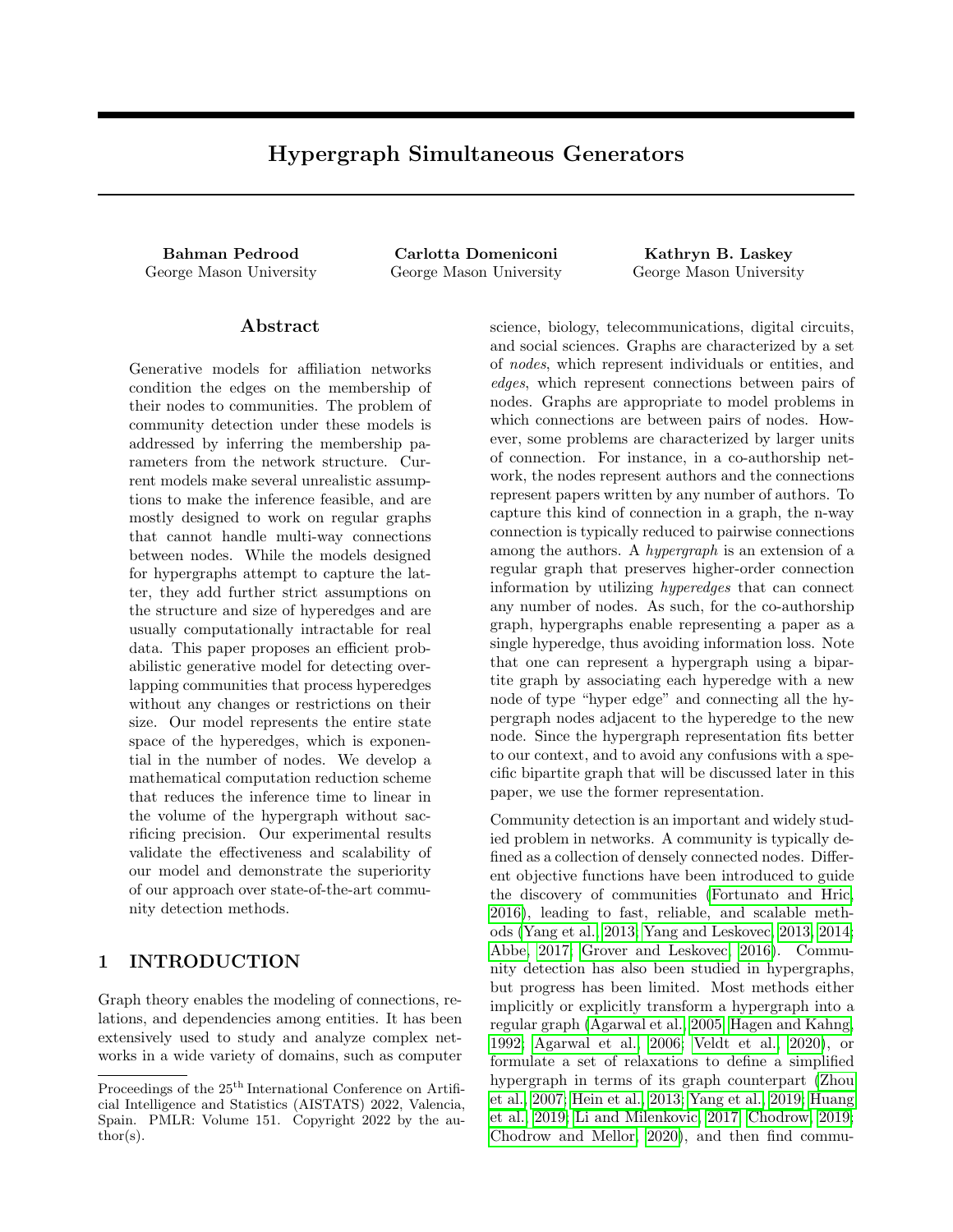# Hypergraph Simultaneous Generators

**Bahman Pedrood**
George Mason University

**Carlotta Domeniconi**
George Mason University

**Kathryn B. Laskey**
George Mason University

## Abstract

Generative models for affiliation networks condition the edges on the membership of their nodes to communities. The problem of community detection under these models is addressed by inferring the membership parameters from the network structure. Current models make several unrealistic assumptions to make the inference feasible, and are mostly designed to work on regular graphs that cannot handle multi-way connections between nodes. While the models designed for hypergraphs attempt to capture the latter, they add further strict assumptions on the structure and size of hyperedges and are usually computationally intractable for real data. This paper proposes an efficient probabilistic generative model for detecting overlapping communities that process hyperedges without any changes or restrictions on their size. Our model represents the entire state space of the hyperedges, which is exponential in the number of nodes. We develop a mathematical computation reduction scheme that reduces the inference time to linear in the volume of the hypergraph without sacrificing precision. Our experimental results validate the effectiveness and scalability of our model and demonstrate the superiority of our approach over state-of-the-art community detection methods.

## 1 INTRODUCTION

Graph theory enables the modeling of connections, relations, and dependencies among entities. It has been extensively used to study and analyze complex networks in a wide variety of domains, such as computer science, biology, telecommunications, digital circuits, and social sciences. Graphs are characterized by a set of *nodes*, which represent individuals or entities, and *edges*, which represent connections between pairs of nodes. Graphs are appropriate to model problems in which connections are between pairs of nodes. However, some problems are characterized by larger units of connection. For instance, in a co-authorship network, the nodes represent authors and the connections represent papers written by any number of authors. To capture this kind of connection in a graph, the n-way connection is typically reduced to pairwise connections among the authors. A *hypergraph* is an extension of a regular graph that preserves higher-order connection information by utilizing *hyperedges* that can connect any number of nodes. As such, for the co-authorship graph, hypergraphs enable representing a paper as a single hyperedge, thus avoiding information loss. Note that one can represent a hypergraph using a bipartite graph by associating each hyperedge with a new node of type "hyper edge" and connecting all the hypergraph nodes adjacent to the hyperedge to the new node. Since the hypergraph representation fits better to our context, and to avoid any confusions with a specific bipartite graph that will be discussed later in this paper, we use the former representation.

Community detection is an important and widely studied problem in networks. A community is typically defined as a collection of densely connected nodes. Different objective functions have been introduced to guide the discovery of communities (Fortunato and Hric, 2016), leading to fast, reliable, and scalable methods (Yang et al., 2013; Yang and Leskovec, 2013, 2014; Abbe, 2017; Grover and Leskovec, 2016). Community detection has also been studied in hypergraphs, but progress has been limited. Most methods either implicitly or explicitly transform a hypergraph into a regular graph (Agarwal et al., 2005; Hagen and Kahng, 1992; Agarwal et al., 2006; Veldt et al., 2020), or formulate a set of relaxations to define a simplified hypergraph in terms of its graph counterpart (Zhou et al., 2007; Hein et al., 2013; Yang et al., 2019; Huang et al., 2019; Li and Milenkovic, 2017; Chodrow, 2019; Chodrow and Mellor, 2020), and then find commu-

Proceedings of the 25[th] International Conference on Artificial Intelligence and Statistics (AISTATS) 2022, Valencia, Spain. PMLR: Volume 151. Copyright 2022 by the author(s).